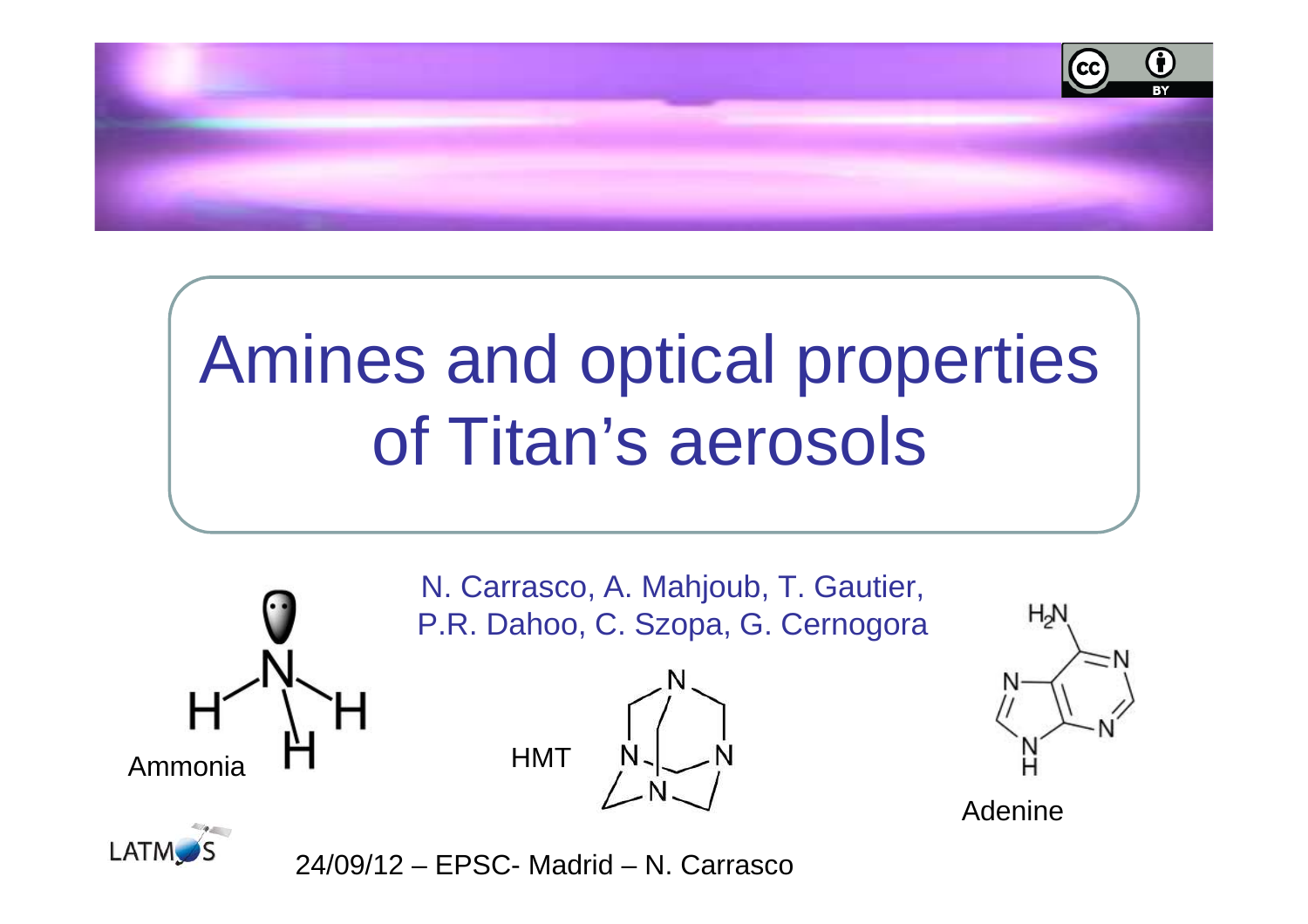# Amines and optical properties of Titan's aerosols

N. Carrasco, A. Mahjoub, T. Gautier, P.R. Dahoo, C. Szopa, G. Cernogora

Ammonia

HMT

Adenine

24/09/12 – EPSC- Madrid – N. Carrasco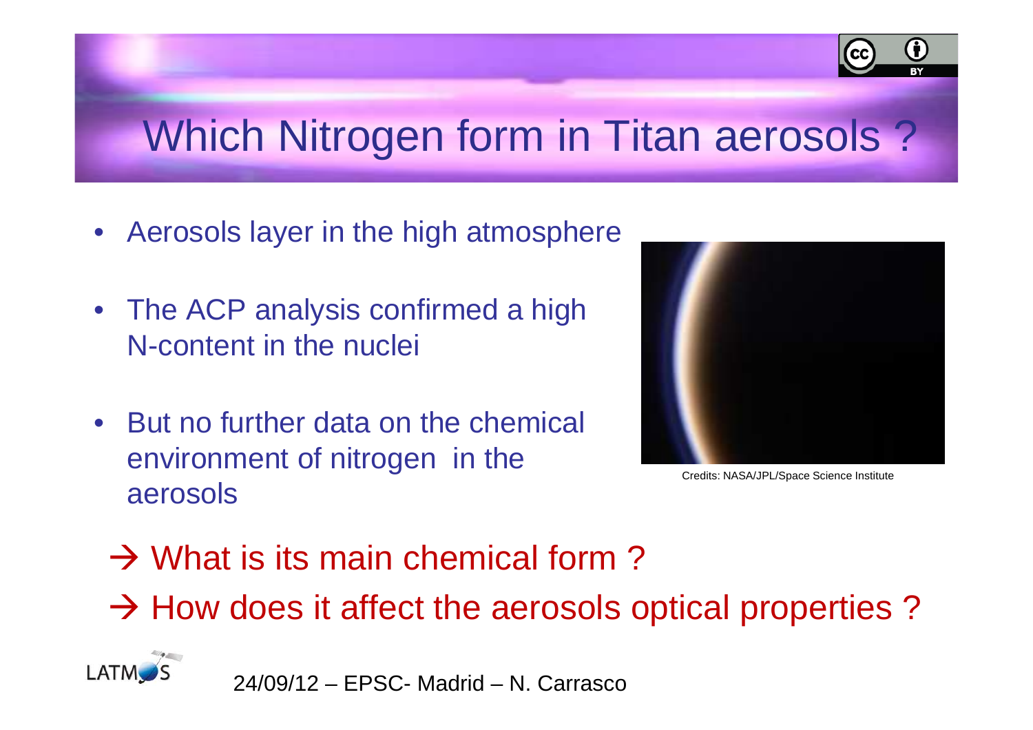# Which Nitrogen form in Titan aerosols ?

- Aerosols layer in the high atmosphere
- The ACP analysis confirmed a high N-content in the nuclei
- But no further data on the chemical environment of nitrogen in the aerosols

Credits: NASA/JPL/Space Science Institute

→ What is its main chemical form ?

→ How does it affect the aerosols optical properties ?

24/09/12 – EPSC- Madrid – N. Carrasco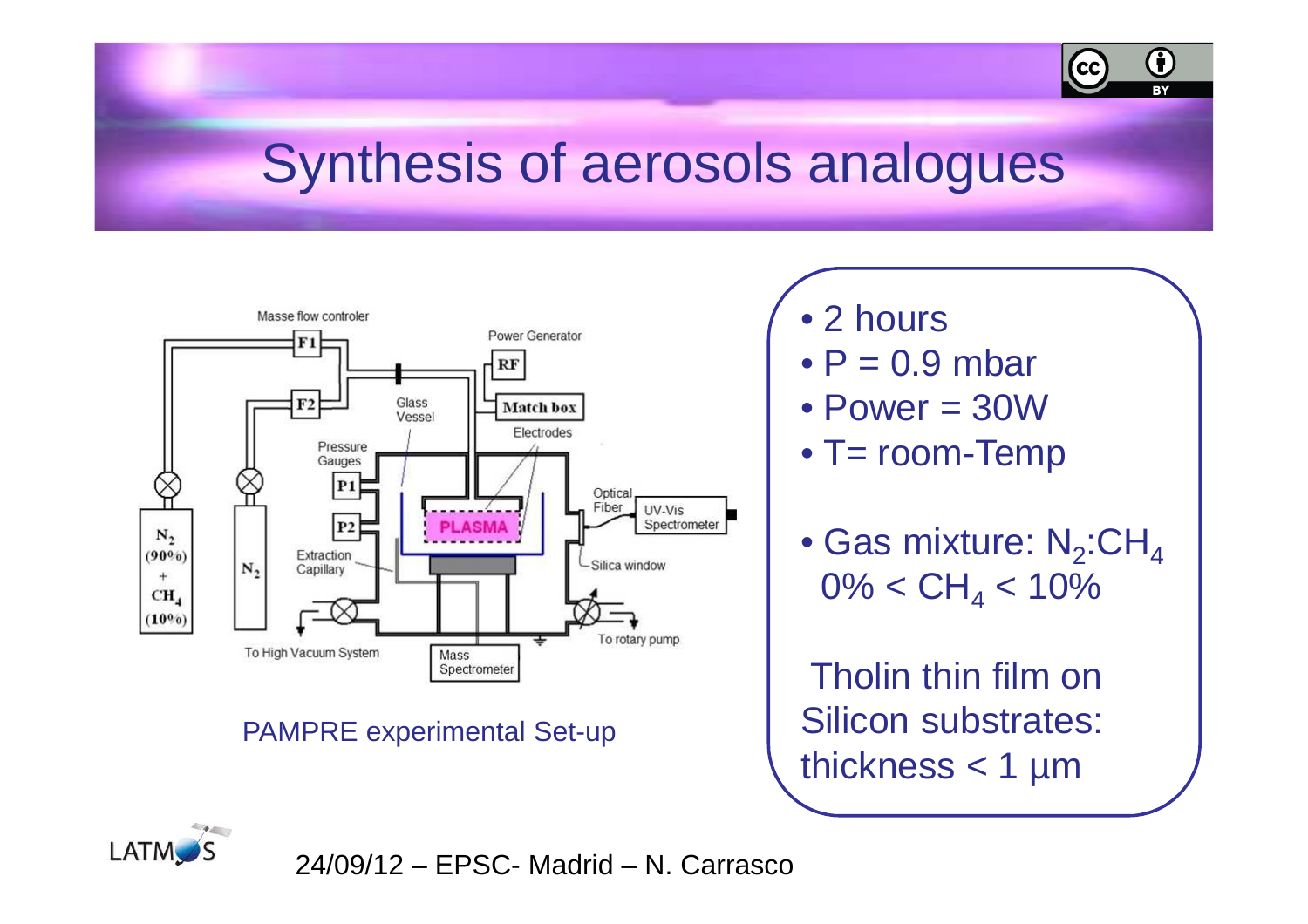# Synthesis of aerosols analogues

PAMPRE experimental Set-up

- 2 hours
- P = 0.9 mbar
- Power = 30W
- T= room-Temp
- Gas mixture: $N_2$:$CH_4$
  0% < $CH_4$ < 10%

Tholin thin film on Silicon substrates: thickness < 1 µm

24/09/12 – EPSC- Madrid – N. Carrasco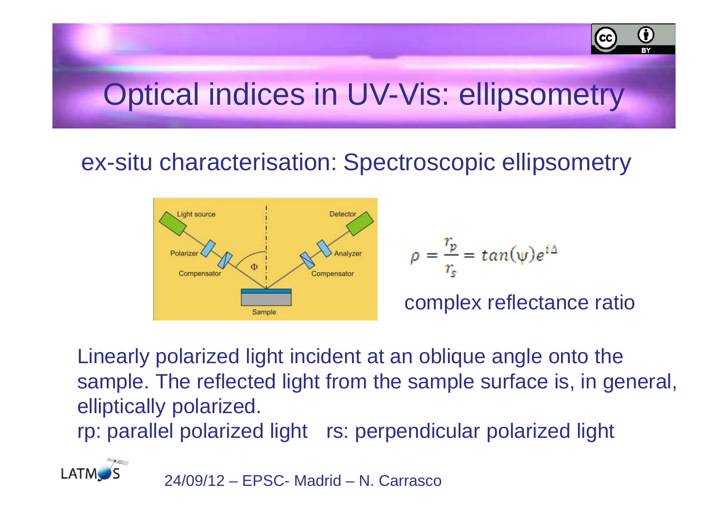# Optical indices in UV-Vis: ellipsometry

## ex-situ characterisation: Spectroscopic ellipsometry

$$\rho = \frac{r_p}{r_s} = tan(\psi)e^{i\Delta}$$

complex reflectance ratio

Linearly polarized light incident at an oblique angle onto the sample. The reflected light from the sample surface is, in general, elliptically polarized.

rp: parallel polarized light   rs: perpendicular polarized light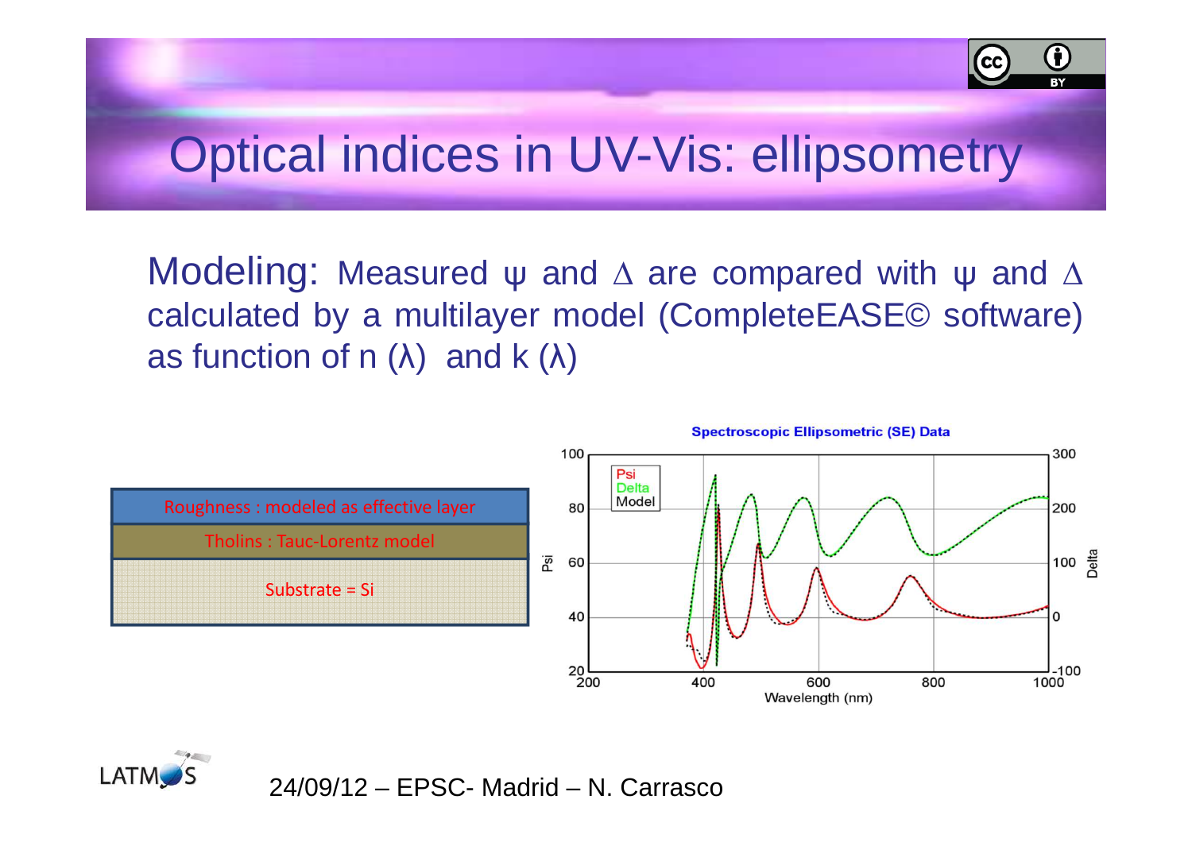# Optical indices in UV-Vis: ellipsometry

**Modeling:** Measured ψ and Δ are compared with ψ and Δ calculated by a multilayer model (CompleteEASE© software) as function of n (λ) and k (λ)

| |
|---|
| Roughness : modeled as effective layer |
| Tholins : Tauc-Lorentz model |
| Substrate = Si |

Spectroscopic Ellipsometric (SE) Data

Psi / Delta / Model

Wavelength (nm)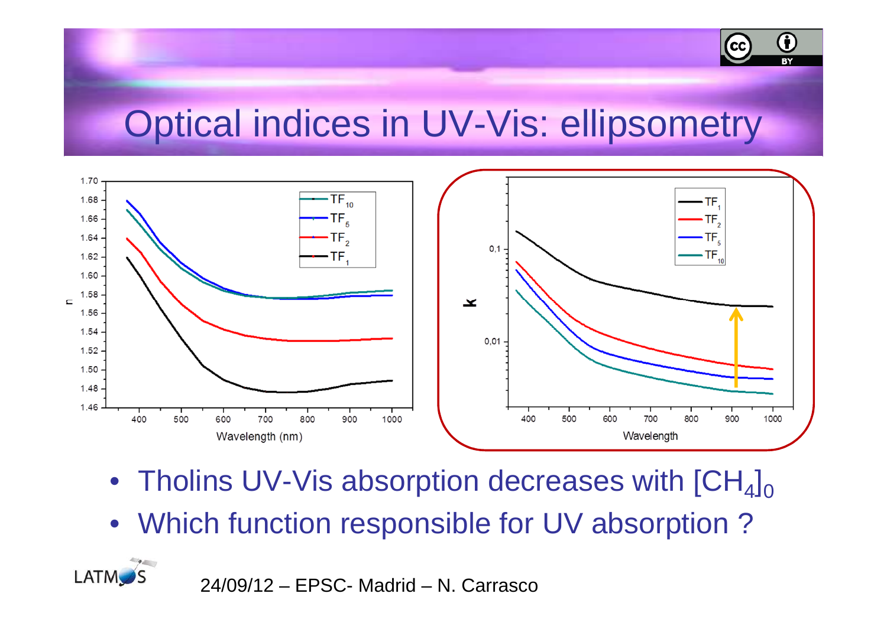# Optical indices in UV-Vis: ellipsometry

- Tholins UV-Vis absorption decreases with $[CH_4]_0$
- Which function responsible for UV absorption ?

24/09/12 – EPSC- Madrid – N. Carrasco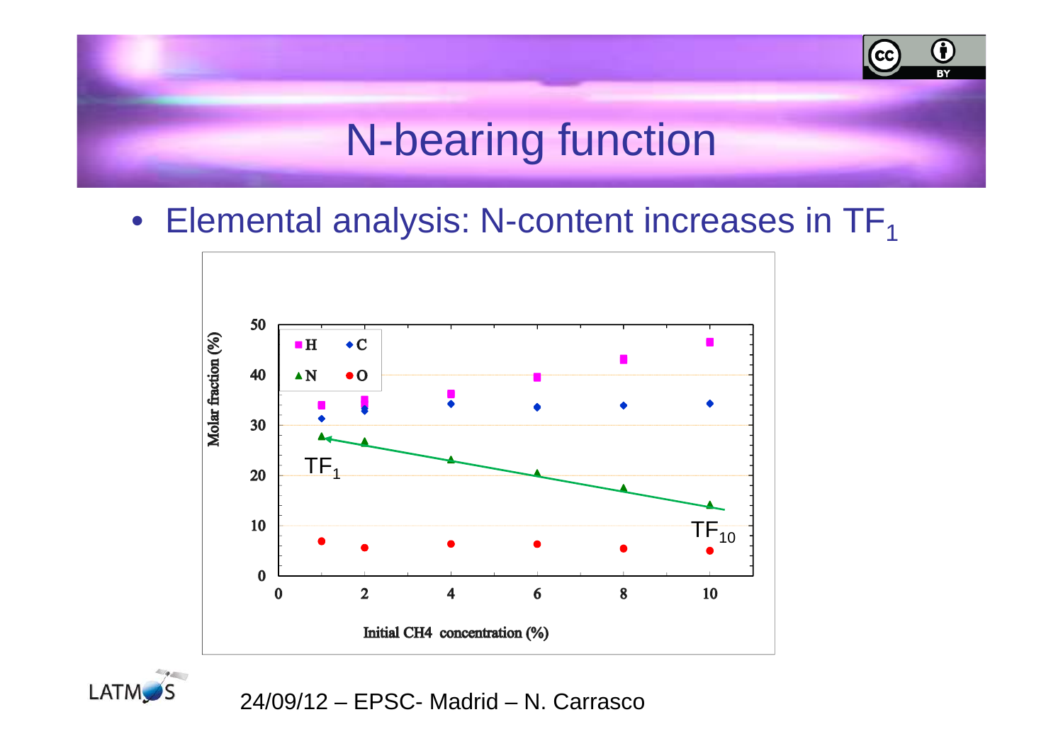# N-bearing function

- Elemental analysis: N-content increases in $TF_1$

Molar fraction (%) vs. Initial CH4 concentration (%)

Legend: H, C, N, O

$TF_1$ — $TF_{10}$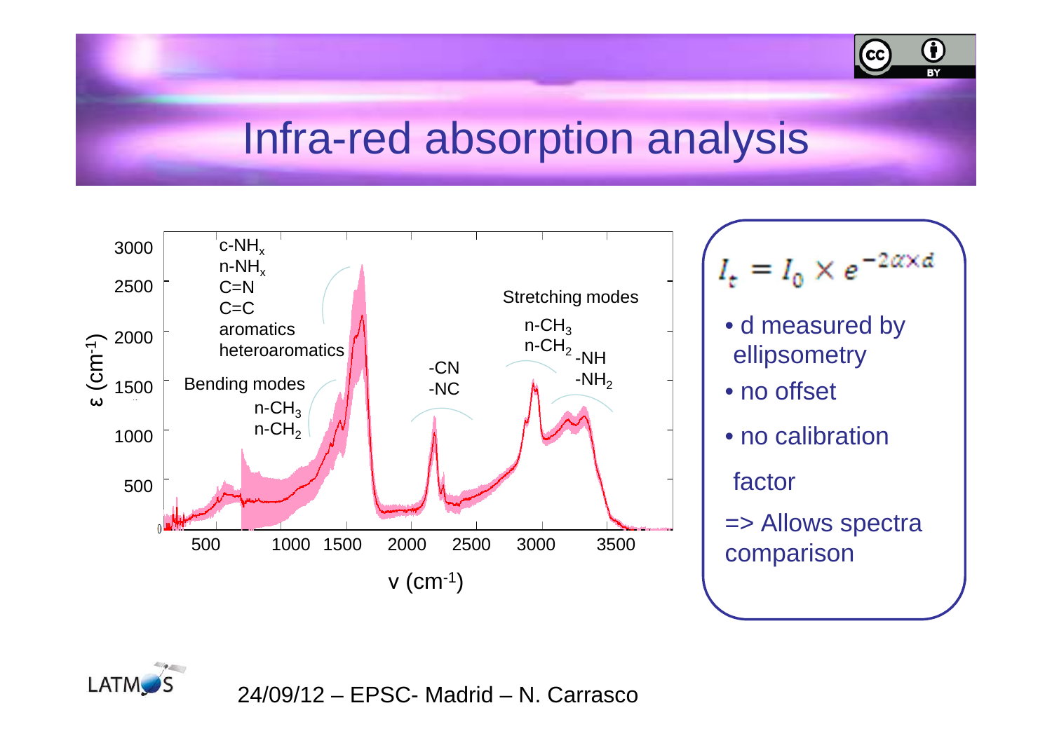# Infra-red absorption analysis

ε ($cm^{-1}$)

3000, 2500, 2000, 1500, 1000, 500, 0

c-$NH_x$
n-$NH_x$
C=N
C=C
aromatics
heteroaromatics

Bending modes
n-$CH_3$
n-$CH_2$

-CN
-NC

Stretching modes
n-$CH_3$
n-$CH_2$
-NH
-$NH_2$

500, 1000, 1500, 2000, 2500, 3000, 3500

ν ($cm^{-1}$)

$$I_t = I_0 \times e^{-2\alpha \times d}$$

- d measured by ellipsometry
- no offset
- no calibration factor

=> Allows spectra comparison

24/09/12 – EPSC- Madrid – N. Carrasco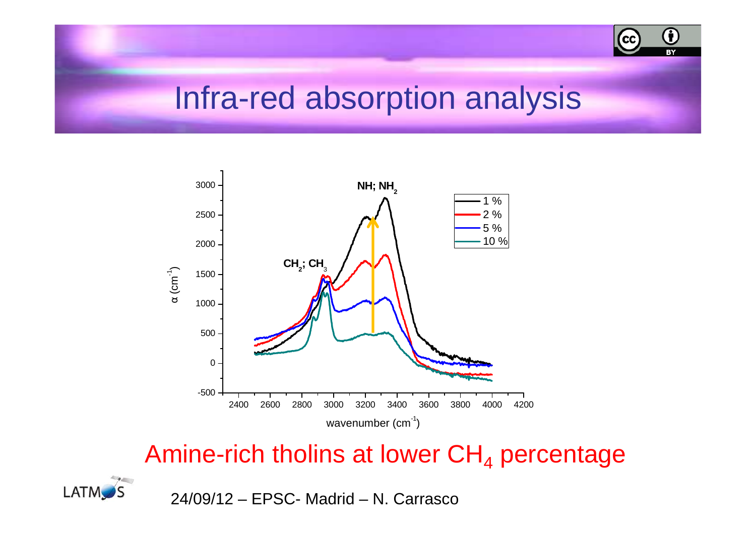# Infra-red absorption analysis

Amine-rich tholins at lower $CH_4$ percentage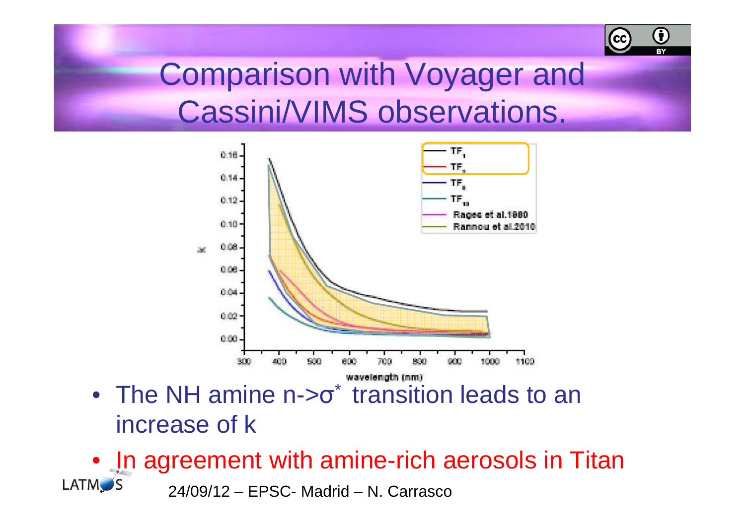# Comparison with Voyager and Cassini/VIMS observations.

- The NH amine n->$\sigma^*$ transition leads to an increase of k
- In agreement with amine-rich aerosols in Titan

24/09/12 – EPSC- Madrid – N. Carrasco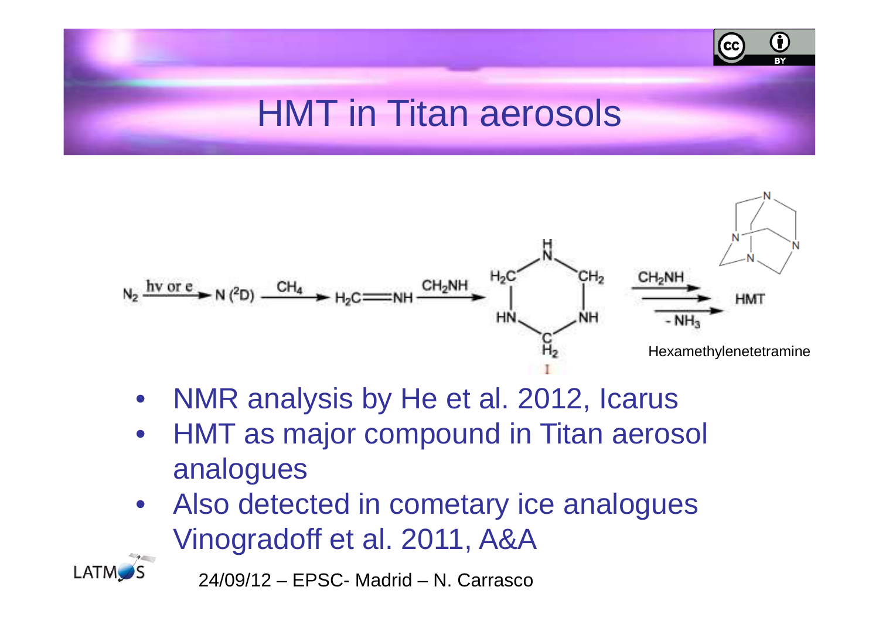# HMT in Titan aerosols

$$N_2 \xrightarrow{h\nu \text{ or } e} N(^2D) \xrightarrow{CH_4} H_2C{=}NH \xrightarrow{CH_2NH} \text{I} \underset{-NH_3}{\overset{CH_2NH}{\longrightarrow}} \text{HMT}$$

Hexamethylenetetramine

- NMR analysis by He et al. 2012, Icarus
- HMT as major compound in Titan aerosol analogues
- Also detected in cometary ice analogues Vinogradoff et al. 2011, A&A

24/09/12 – EPSC- Madrid – N. Carrasco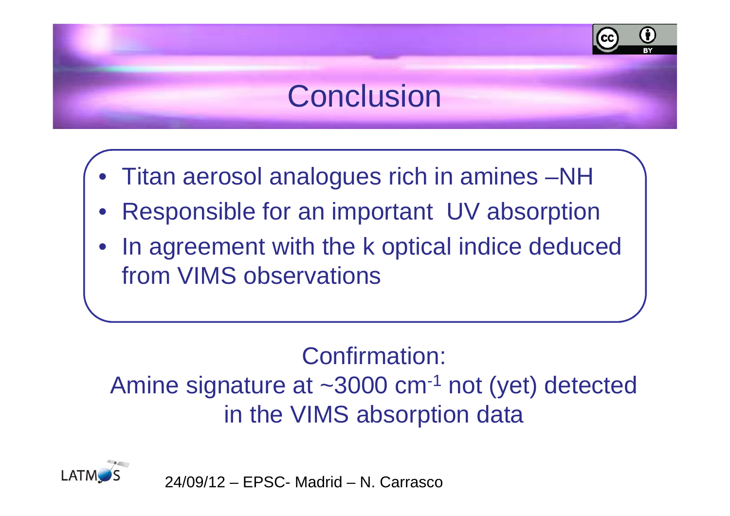# Conclusion

- Titan aerosol analogues rich in amines –NH
- Responsible for an important UV absorption
- In agreement with the k optical indice deduced from VIMS observations

Confirmation:
Amine signature at ~3000 $cm^{-1}$ not (yet) detected in the VIMS absorption data

24/09/12 – EPSC- Madrid – N. Carrasco